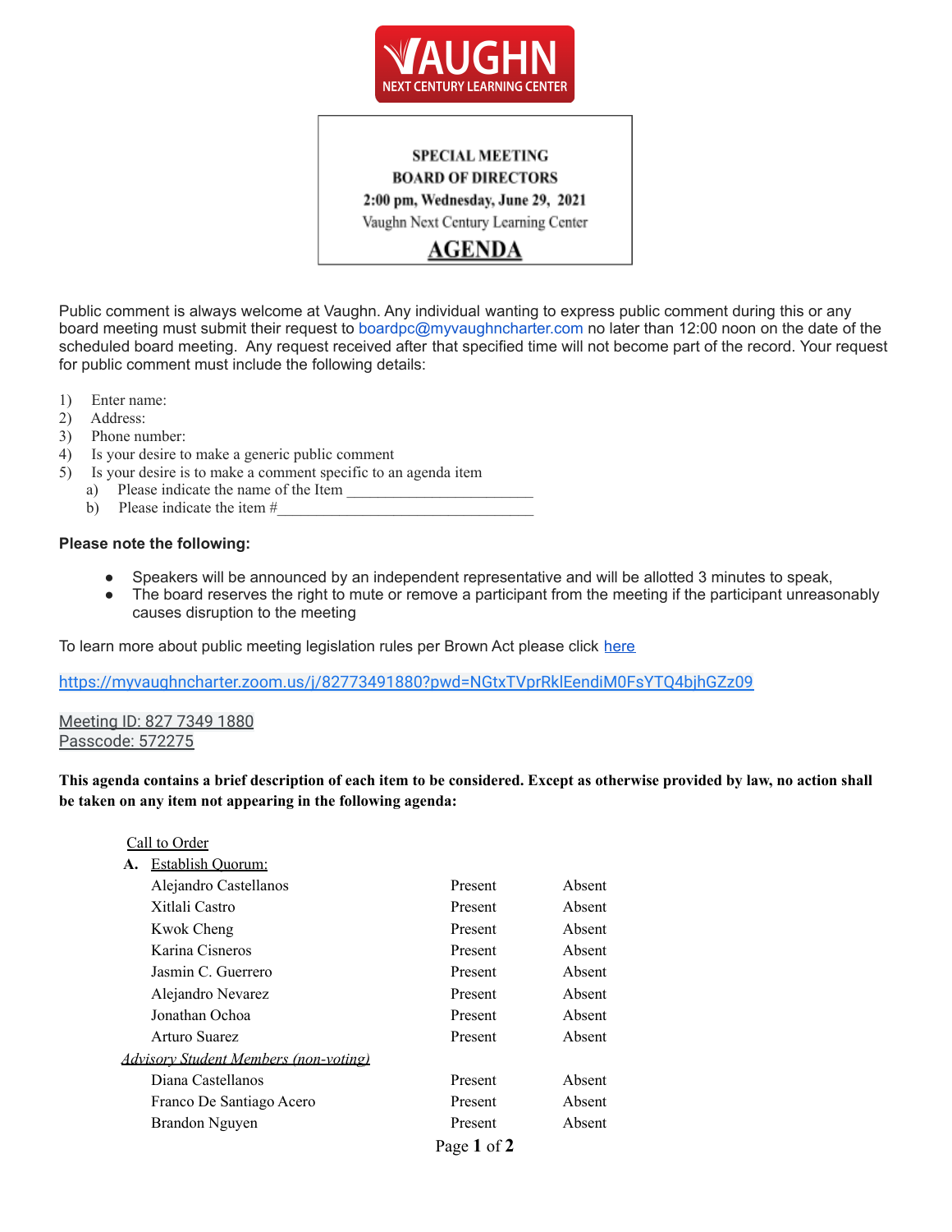**VAUGHN**
NEXT CENTURY LEARNING CENTER

**SPECIAL MEETING**
**BOARD OF DIRECTORS**
**2:00 pm, Wednesday, June 29, 2021**
Vaughn Next Century Learning Center

# AGENDA

Public comment is always welcome at Vaughn. Any individual wanting to express public comment during this or any board meeting must submit their request to boardpc@myvaughncharter.com no later than 12:00 noon on the date of the scheduled board meeting. Any request received after that specified time will not become part of the record. Your request for public comment must include the following details:

1) Enter name:
2) Address:
3) Phone number:
4) Is your desire to make a generic public comment
5) Is your desire is to make a comment specific to an agenda item
   a) Please indicate the name of the Item ________________________
   b) Please indicate the item #__________________________________

**Please note the following:**

- Speakers will be announced by an independent representative and will be allotted 3 minutes to speak,
- The board reserves the right to mute or remove a participant from the meeting if the participant unreasonably causes disruption to the meeting

To learn more about public meeting legislation rules per Brown Act please click here

https://myvaughncharter.zoom.us/j/82773491880?pwd=NGtxTVprRklEendiM0FsYTQ4bjhGZz09

Meeting ID: 827 7349 1880
Passcode: 572275

**This agenda contains a brief description of each item to be considered. Except as otherwise provided by law, no action shall be taken on any item not appearing in the following agenda:**

Call to Order

**A.** Establish Quorum:

| | | |
|---|---|---|
| Alejandro Castellanos | Present | Absent |
| Xitlali Castro | Present | Absent |
| Kwok Cheng | Present | Absent |
| Karina Cisneros | Present | Absent |
| Jasmin C. Guerrero | Present | Absent |
| Alejandro Nevarez | Present | Absent |
| Jonathan Ochoa | Present | Absent |
| Arturo Suarez | Present | Absent |
| *Advisory Student Members (non-voting)* | | |
| Diana Castellanos | Present | Absent |
| Franco De Santiago Acero | Present | Absent |
| Brandon Nguyen | Present | Absent |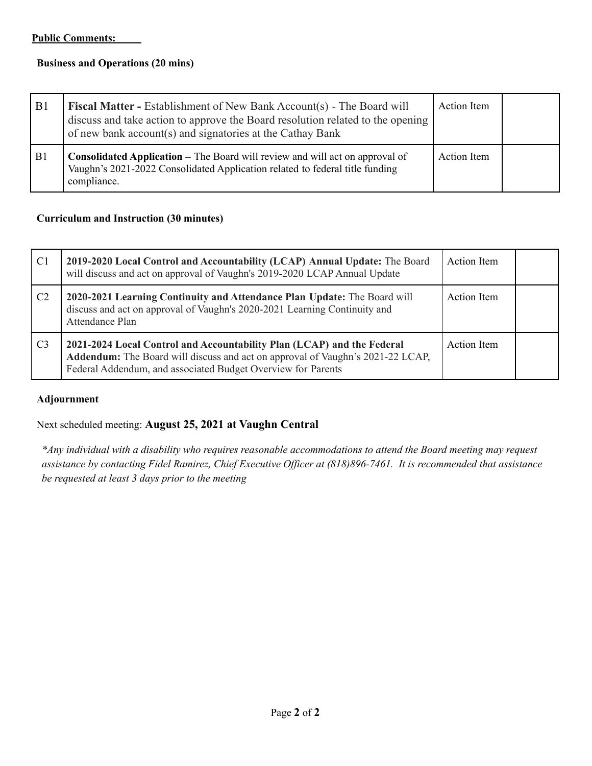**Public Comments:**

**Business and Operations (20 mins)**

| | | | |
|---|---|---|---|
| B1 | **Fiscal Matter -** Establishment of New Bank Account(s) - The Board will discuss and take action to approve the Board resolution related to the opening of new bank account(s) and signatories at the Cathay Bank | Action Item | |
| B1 | **Consolidated Application –** The Board will review and will act on approval of Vaughn's 2021-2022 Consolidated Application related to federal title funding compliance. | Action Item | |

**Curriculum and Instruction (30 minutes)**

| | | | |
|---|---|---|---|
| C1 | **2019-2020 Local Control and Accountability (LCAP) Annual Update:** The Board will discuss and act on approval of Vaughn's 2019-2020 LCAP Annual Update | Action Item | |
| C2 | **2020-2021 Learning Continuity and Attendance Plan Update:** The Board will discuss and act on approval of Vaughn's 2020-2021 Learning Continuity and Attendance Plan | Action Item | |
| C3 | **2021-2024 Local Control and Accountability Plan (LCAP) and the Federal Addendum:** The Board will discuss and act on approval of Vaughn's 2021-22 LCAP, Federal Addendum, and associated Budget Overview for Parents | Action Item | |

**Adjournment**

Next scheduled meeting: **August 25, 2021 at Vaughn Central**

*\*Any individual with a disability who requires reasonable accommodations to attend the Board meeting may request assistance by contacting Fidel Ramirez, Chief Executive Officer at (818)896-7461. It is recommended that assistance be requested at least 3 days prior to the meeting*